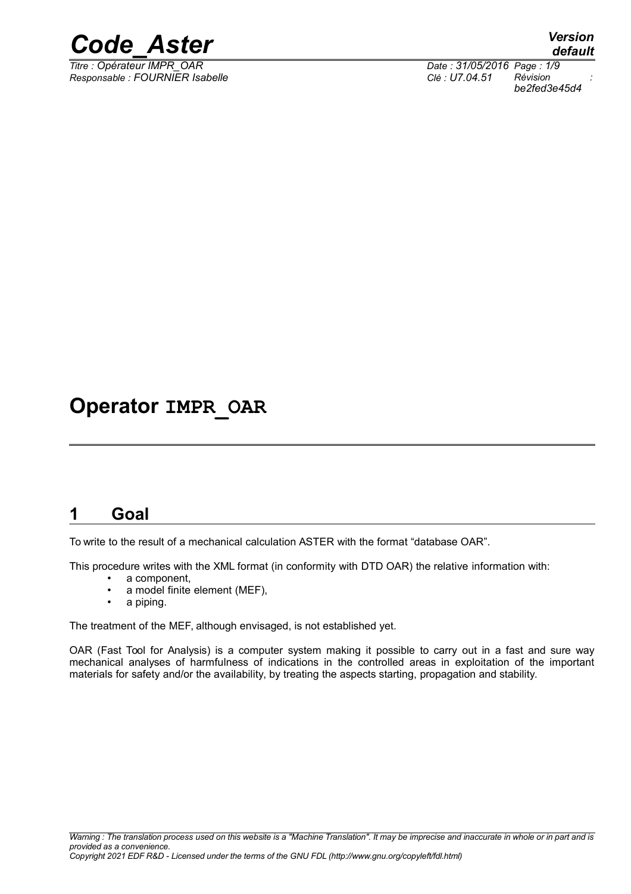# Operator IMPR_OAR

## 1 Goal

To write to the result of a mechanical calculation ASTER with the format "database OAR".

This procedure writes with the XML format (in conformity with DTD OAR) the relative information with:

- a component,
- a model finite element (MEF),
- a piping.

The treatment of the MEF, although envisaged, is not established yet.

OAR (Fast Tool for Analysis) is a computer system making it possible to carry out in a fast and sure way mechanical analyses of harmfulness of indications in the controlled areas in exploitation of the important materials for safety and/or the availability, by treating the aspects starting, propagation and stability.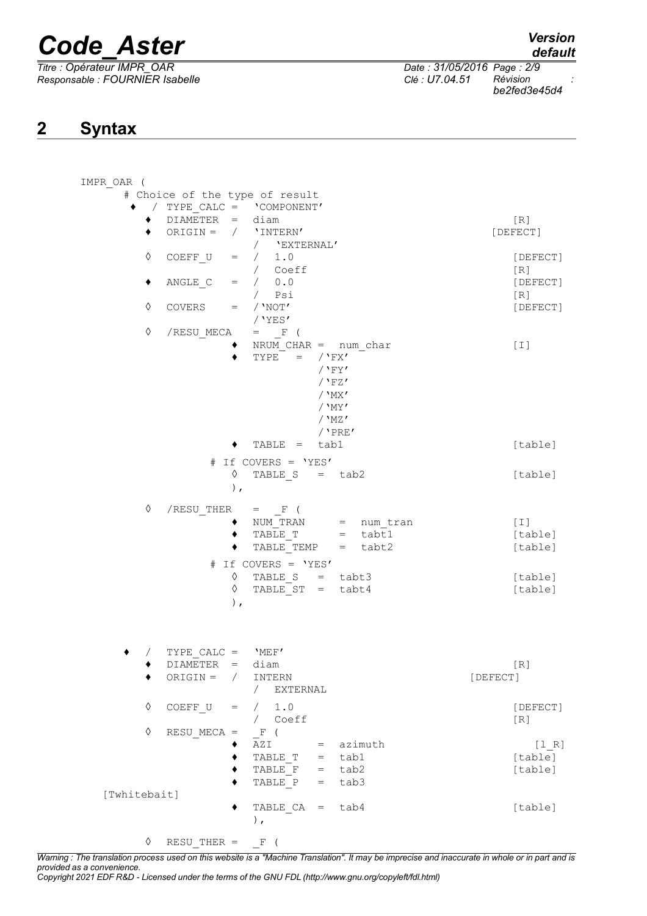## 2 Syntax

```
IMPR_OAR (
      # Choice of the type of result
     ♦  / TYPE_CALC =   'COMPONENT'
        ♦  DIAMETER  =  diam                                          [R]
        ♦  ORIGIN =  /  'INTERN'                                [DEFECT]
                     /   'EXTERNAL'
        ◊  COEFF_U   =  /  1.0                                     [DEFECT]
                        /  Coeff                                       [R]
        ♦  ANGLE_C   =  /  0.0                                     [DEFECT]
                        /  Psi                                         [R]
        ◊  COVERS    =  /'NOT'                                     [DEFECT]
                        /'YES'
        ◊  /RESU_MECA   =  _F (
                    ♦  NRUM_CHAR =  num_char                           [I]
                    ♦  TYPE   =   /'FX'
                                  /'FY'
                                  /'FZ'
                                  /'MX'
                                  /'MY'
                                  /'MZ'
                                  /'PRE'
                    ♦  TABLE =  tab1                              [table]

                 # If COVERS = 'YES'
                    ◊  TABLE_S   =  tab2                          [table]
                    ),

        ◊  /RESU_THER   =  _F (
                    ♦  NUM_TRAN      =  num_tran                      [I]
                    ♦  TABLE_T       =  tabt1                     [table]
                    ♦  TABLE_TEMP    =  tabt2                     [table]

                 # If COVERS = 'YES'
                    ◊  TABLE_S   =  tabt3                         [table]
                    ◊  TABLE_ST  =  tabt4                         [table]
                    ),



     ♦  /  TYPE_CALC =   'MEF'
        ♦  DIAMETER  =  diam                                          [R]
        ♦  ORIGIN =  /  INTERN                                 [DEFECT]
                     /  EXTERNAL
        ◊  COEFF_U   =  /  1.0                                     [DEFECT]
                        /  Coeff                                       [R]
        ◊  RESU_MECA =  _F (
                    ♦  AZI        =  azimuth                         [l_R]
                    ♦  TABLE_T   =  tab1                          [table]
                    ♦  TABLE_F   =  tab2                          [table]
                    ♦  TABLE_P   =  tab3
    [Twhitebait]
                    ♦  TABLE_CA  =  tab4                          [table]
                    ),

        ◊  RESU_THER =  _F (
```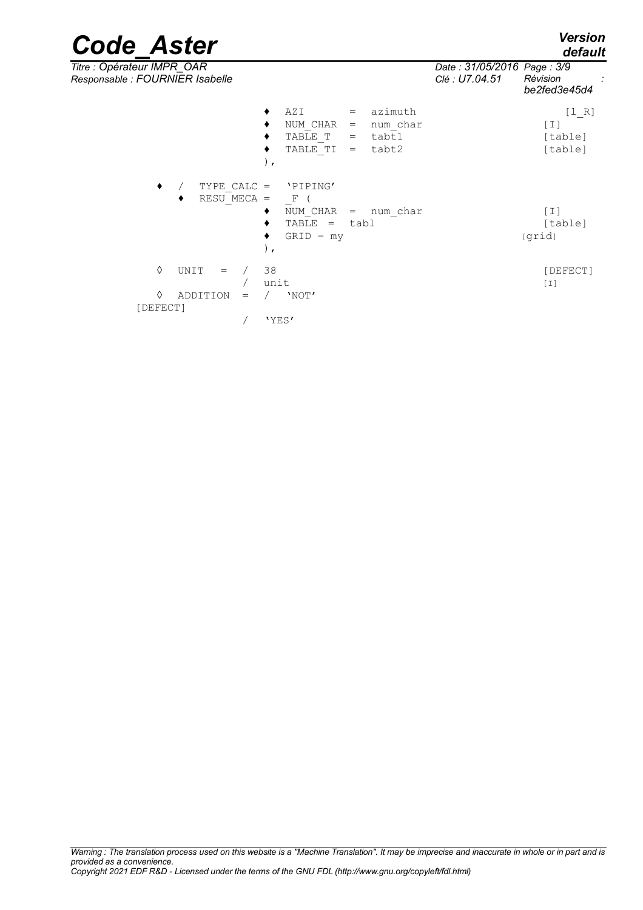```
                    ♦  AZI       =  azimuth                    [l_R]
                    ♦  NUM_CHAR  =  num_char                   [I]
                    ♦  TABLE_T   =  tabt1                      [table]
                    ♦  TABLE_TI  =  tabt2                      [table]
                    ),

   ♦  /  TYPE_CALC =   'PIPING'
      ♦  RESU_MECA =   _F (
                    ♦  NUM_CHAR  =  num_char                   [I]
                    ♦  TABLE  =  tabl                          [table]
                    ♦  GRID = my                               [grid]
                    ),

   ◊  UNIT   =  /   38                                         [DEFECT]
                /   unit                                       [I]
   ◊  ADDITION  =  /  'NOT'
[DEFECT]
                /   'YES'
```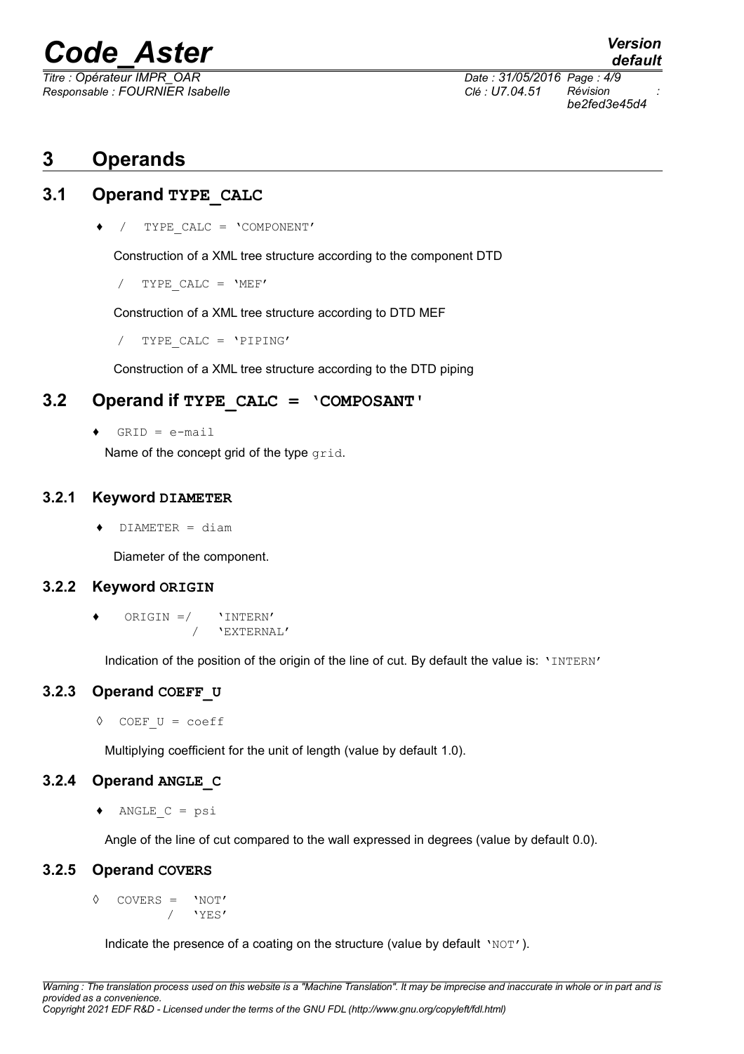// Code_Aster page content

# 3 Operands

## 3.1 Operand TYPE_CALC

♦ / `TYPE_CALC = 'COMPONENT'`

Construction of a XML tree structure according to the component DTD

/ `TYPE_CALC = 'MEF'`

Construction of a XML tree structure according to DTD MEF

/ `TYPE_CALC = 'PIPING'`

Construction of a XML tree structure according to the DTD piping

## 3.2 Operand if TYPE_CALC = 'COMPOSANT'

♦ `GRID = e-mail`

Name of the concept grid of the type `grid`.

### 3.2.1 Keyword DIAMETER

♦ `DIAMETER = diam`

Diameter of the component.

### 3.2.2 Keyword ORIGIN

```
♦   ORIGIN =/    'INTERN'
             /   'EXTERNAL'
```

Indication of the position of the origin of the line of cut. By default the value is: `'INTERN'`

### 3.2.3 Operand COEFF_U

◊ `COEF_U = coeff`

Multiplying coefficient for the unit of length (value by default 1.0).

### 3.2.4 Operand ANGLE_C

♦ `ANGLE_C = psi`

Angle of the line of cut compared to the wall expressed in degrees (value by default 0.0).

### 3.2.5 Operand COVERS

```
◊  COVERS =   'NOT'
          /   'YES'
```

Indicate the presence of a coating on the structure (value by default `'NOT'`).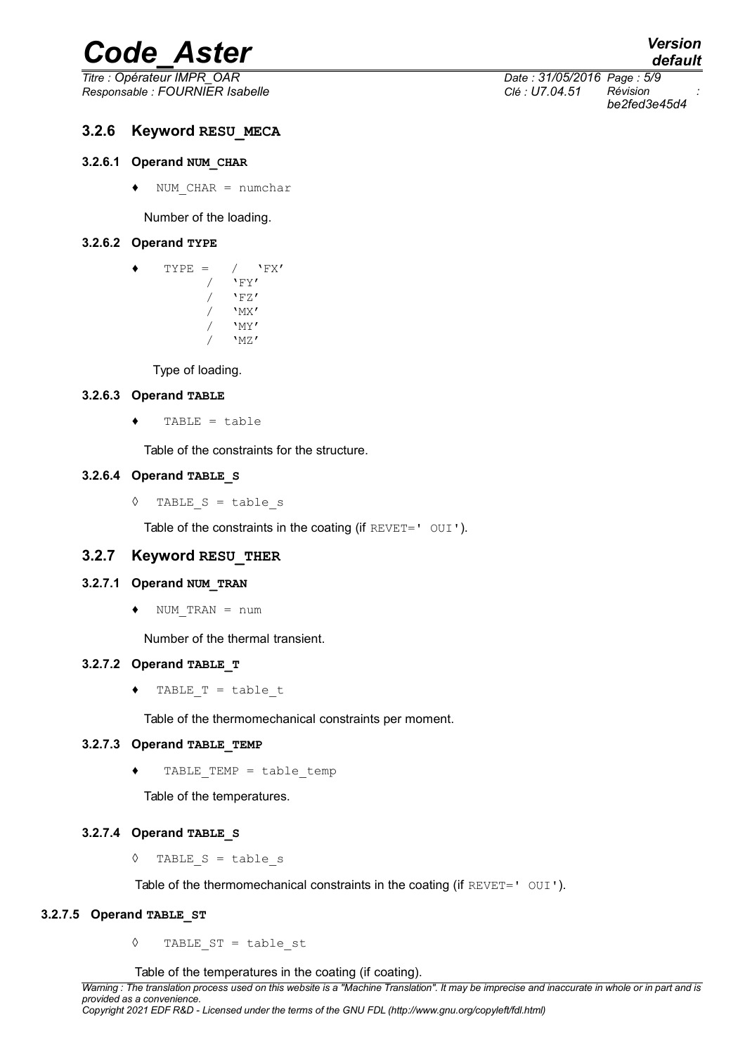### 3.2.6 Keyword RESU_MECA

#### 3.2.6.1 Operand NUM_CHAR

♦ NUM_CHAR = numchar

Number of the loading.

#### 3.2.6.2 Operand TYPE

```
♦    TYPE =   /  'FX'
              /  'FY'
              /  'FZ'
              /  'MX'
              /  'MY'
              /  'MZ'
```

Type of loading.

#### 3.2.6.3 Operand TABLE

♦ TABLE = table

Table of the constraints for the structure.

#### 3.2.6.4 Operand TABLE_S

◊ TABLE_S = table_s

Table of the constraints in the coating (if REVET=' OUI').

### 3.2.7 Keyword RESU_THER

#### 3.2.7.1 Operand NUM_TRAN

♦ NUM_TRAN = num

Number of the thermal transient.

#### 3.2.7.2 Operand TABLE_T

♦ TABLE_T = table_t

Table of the thermomechanical constraints per moment.

#### 3.2.7.3 Operand TABLE_TEMP

♦ TABLE_TEMP = table_temp

Table of the temperatures.

#### 3.2.7.4 Operand TABLE_S

◊ TABLE_S = table_s

Table of the thermomechanical constraints in the coating (if REVET=' OUI').

#### 3.2.7.5 Operand TABLE_ST

◊ TABLE_ST = table_st

Table of the temperatures in the coating (if coating).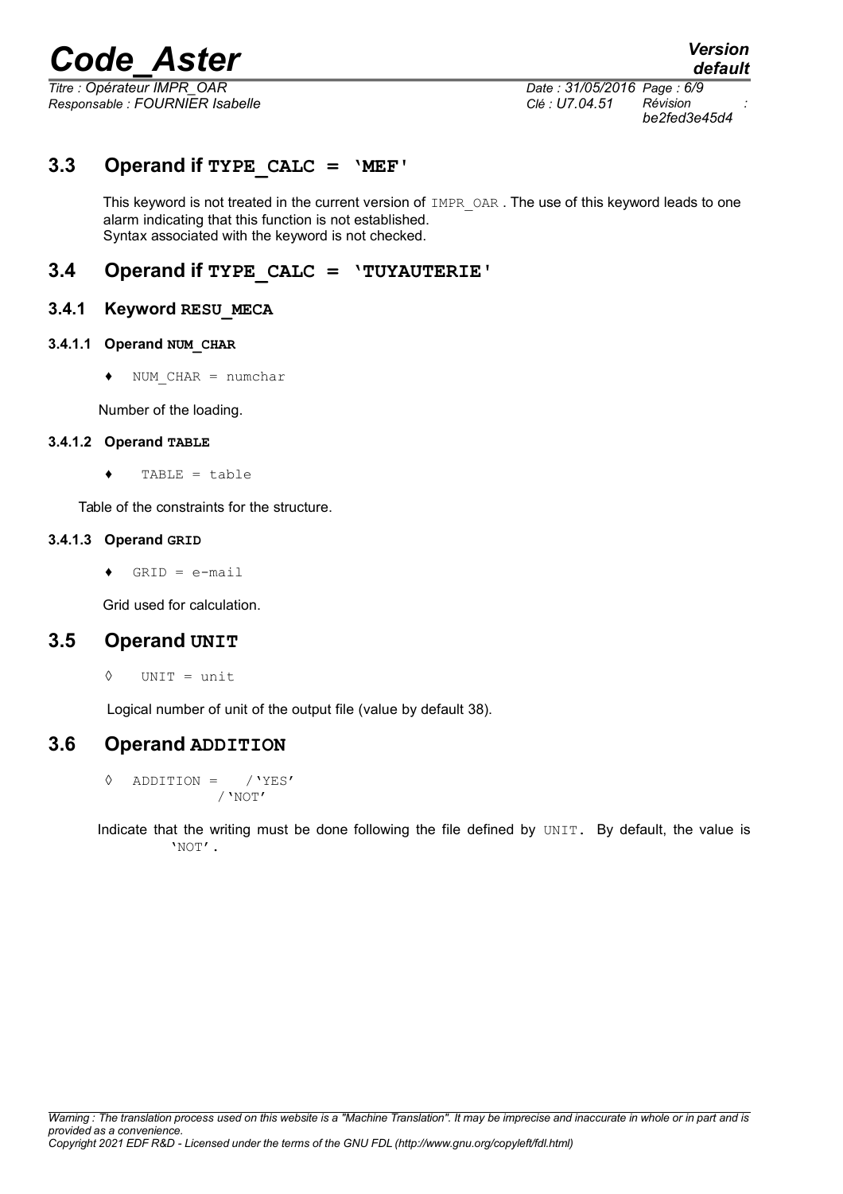## 3.3 Operand if `TYPE_CALC = 'MEF'`

This keyword is not treated in the current version of `IMPR_OAR`. The use of this keyword leads to one alarm indicating that this function is not established.
Syntax associated with the keyword is not checked.

## 3.4 Operand if `TYPE_CALC = 'TUYAUTERIE'`

### 3.4.1 Keyword RESU_MECA

#### 3.4.1.1 Operand NUM_CHAR

♦ `NUM_CHAR = numchar`

Number of the loading.

#### 3.4.1.2 Operand TABLE

♦ `TABLE = table`

Table of the constraints for the structure.

#### 3.4.1.3 Operand GRID

♦ `GRID = e-mail`

Grid used for calculation.

## 3.5 Operand UNIT

◊ `UNIT = unit`

Logical number of unit of the output file (value by default 38).

## 3.6 Operand ADDITION

```
◊  ADDITION =   /'YES'
                /'NOT'
```

Indicate that the writing must be done following the file defined by `UNIT`. By default, the value is `'NOT'`.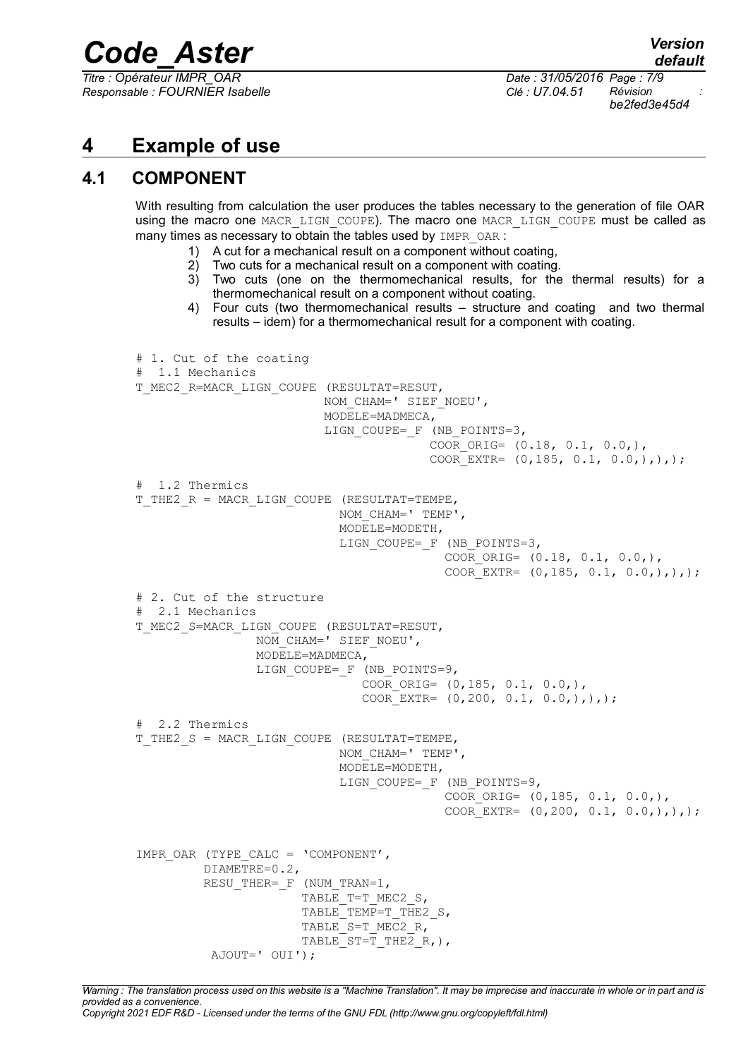# 4 Example of use

## 4.1 COMPONENT

With resulting from calculation the user produces the tables necessary to the generation of file OAR using the macro one MACR_LIGN_COUPE). The macro one MACR_LIGN_COUPE must be called as many times as necessary to obtain the tables used by IMPR_OAR :

1) A cut for a mechanical result on a component without coating,
2) Two cuts for a mechanical result on a component with coating.
3) Two cuts (one on the thermomechanical results, for the thermal results) for a thermomechanical result on a component without coating.
4) Four cuts (two thermomechanical results – structure and coating and two thermal results – idem) for a thermomechanical result for a component with coating.

```
# 1. Cut of the coating
#  1.1 Mechanics
T_MEC2_R=MACR_LIGN_COUPE (RESULTAT=RESUT,
                         NOM_CHAM=' SIEF_NOEU',
                         MODELE=MADMECA,
                         LIGN_COUPE=_F (NB_POINTS=3,
                                        COOR_ORIG= (0.18, 0.1, 0.0,),
                                        COOR_EXTR= (0,185, 0.1, 0.0,),),);

#  1.2 Thermics
T_THE2_R = MACR_LIGN_COUPE (RESULTAT=TEMPE,
                           NOM_CHAM=' TEMP',
                           MODELE=MODETH,
                           LIGN_COUPE=_F (NB_POINTS=3,
                                          COOR_ORIG= (0.18, 0.1, 0.0,),
                                          COOR_EXTR= (0,185, 0.1, 0.0,),),);

# 2. Cut of the structure
#  2.1 Mechanics
T_MEC2_S=MACR_LIGN_COUPE (RESULTAT=RESUT,
                 NOM_CHAM=' SIEF_NOEU',
                 MODELE=MADMECA,
                 LIGN_COUPE=_F (NB_POINTS=9,
                                COOR_ORIG= (0,185, 0.1, 0.0,),
                                COOR_EXTR= (0,200, 0.1, 0.0,),),);

#  2.2 Thermics
T_THE2_S = MACR_LIGN_COUPE (RESULTAT=TEMPE,
                           NOM_CHAM=' TEMP',
                           MODELE=MODETH,
                           LIGN_COUPE=_F (NB_POINTS=9,
                                          COOR_ORIG= (0,185, 0.1, 0.0,),
                                          COOR_EXTR= (0,200, 0.1, 0.0,),),);


IMPR_OAR (TYPE_CALC = 'COMPONENT',
         DIAMETRE=0.2,
         RESU_THER=_F (NUM_TRAN=1,
                       TABLE_T=T_MEC2_S,
                       TABLE_TEMP=T_THE2_S,
                       TABLE_S=T_MEC2_R,
                       TABLE_ST=T_THE2_R,),
          AJOUT=' OUI');
```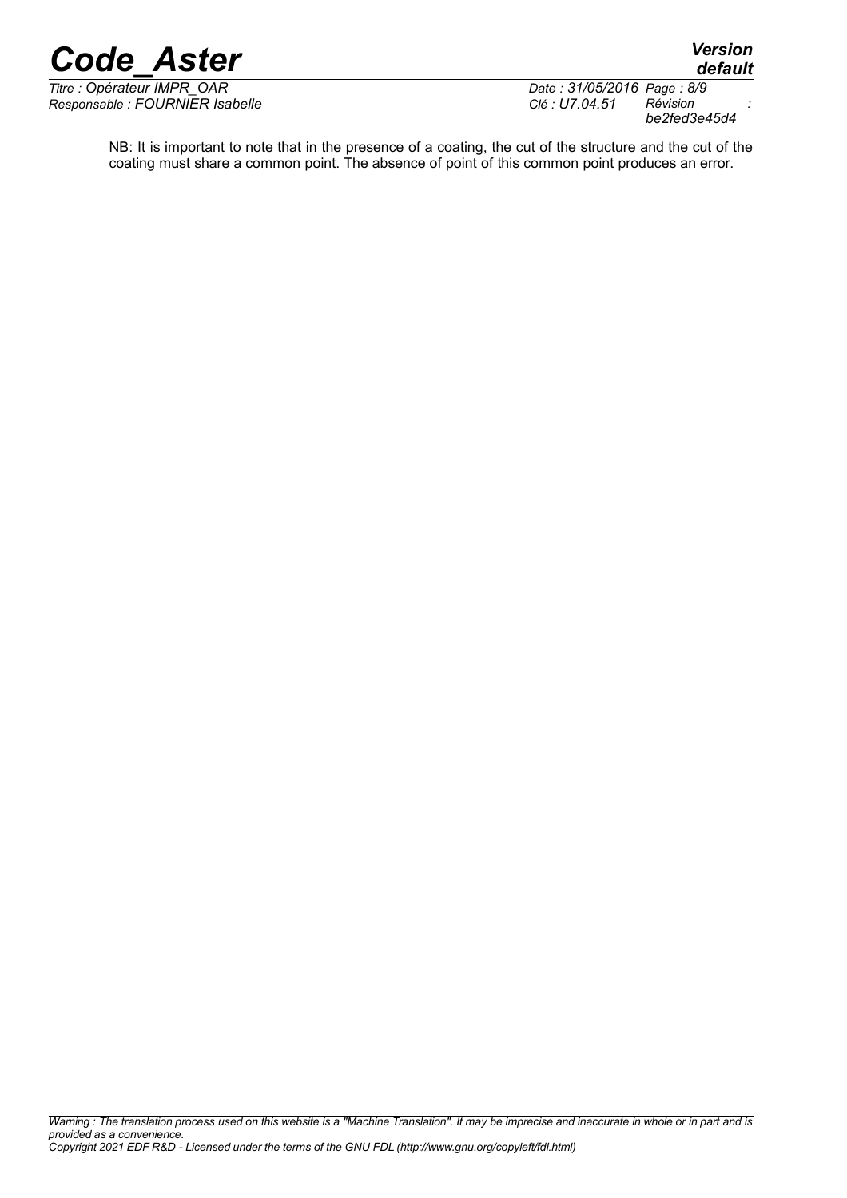NB: It is important to note that in the presence of a coating, the cut of the structure and the cut of the coating must share a common point. The absence of point of this common point produces an error.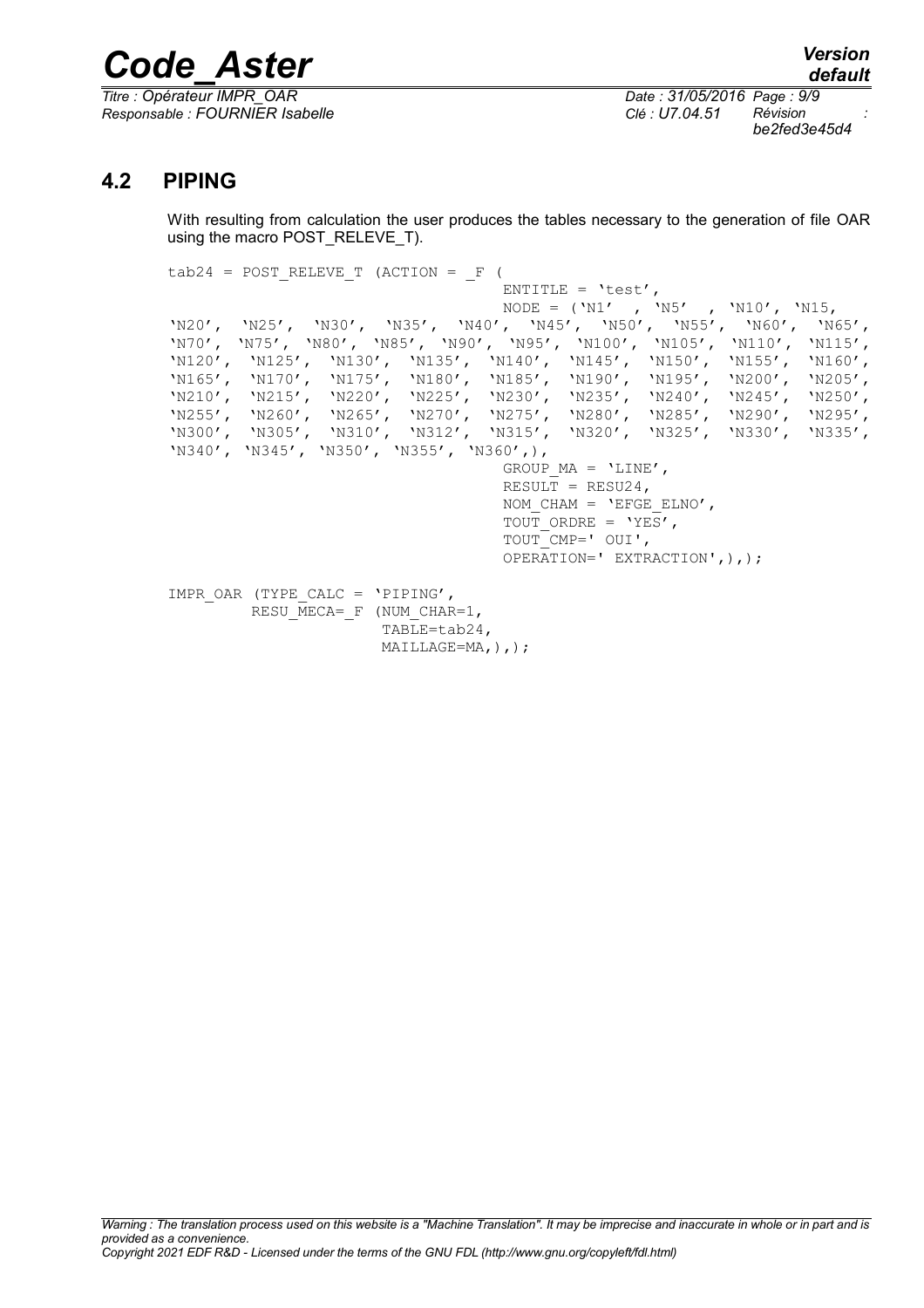## 4.2 PIPING

With resulting from calculation the user produces the tables necessary to the generation of file OAR using the macro POST_RELEVE_T).

```
tab24 = POST_RELEVE_T (ACTION = _F (
                                    ENTITLE = 'test',
                                    NODE = ('N1'  , 'N5'  , 'N10', 'N15,
'N20', 'N25', 'N30', 'N35', 'N40', 'N45', 'N50', 'N55', 'N60', 'N65',
'N70', 'N75', 'N80', 'N85', 'N90', 'N95', 'N100', 'N105', 'N110', 'N115',
'N120', 'N125', 'N130', 'N135', 'N140', 'N145', 'N150', 'N155', 'N160',
'N165', 'N170', 'N175', 'N180', 'N185', 'N190', 'N195', 'N200', 'N205',
'N210', 'N215', 'N220', 'N225', 'N230', 'N235', 'N240', 'N245', 'N250',
'N255', 'N260', 'N265', 'N270', 'N275', 'N280', 'N285', 'N290', 'N295',
'N300', 'N305', 'N310', 'N312', 'N315', 'N320', 'N325', 'N330', 'N335',
'N340', 'N345', 'N350', 'N355', 'N360',),
                                    GROUP_MA = 'LINE',
                                    RESULT = RESU24,
                                    NOM_CHAM = 'EFGE_ELNO',
                                    TOUT_ORDRE = 'YES',
                                    TOUT_CMP=' OUI',
                                    OPERATION=' EXTRACTION',),);

IMPR_OAR (TYPE_CALC = 'PIPING',
        RESU_MECA=_F (NUM_CHAR=1,
                    TABLE=tab24,
                    MAILLAGE=MA,),);
```